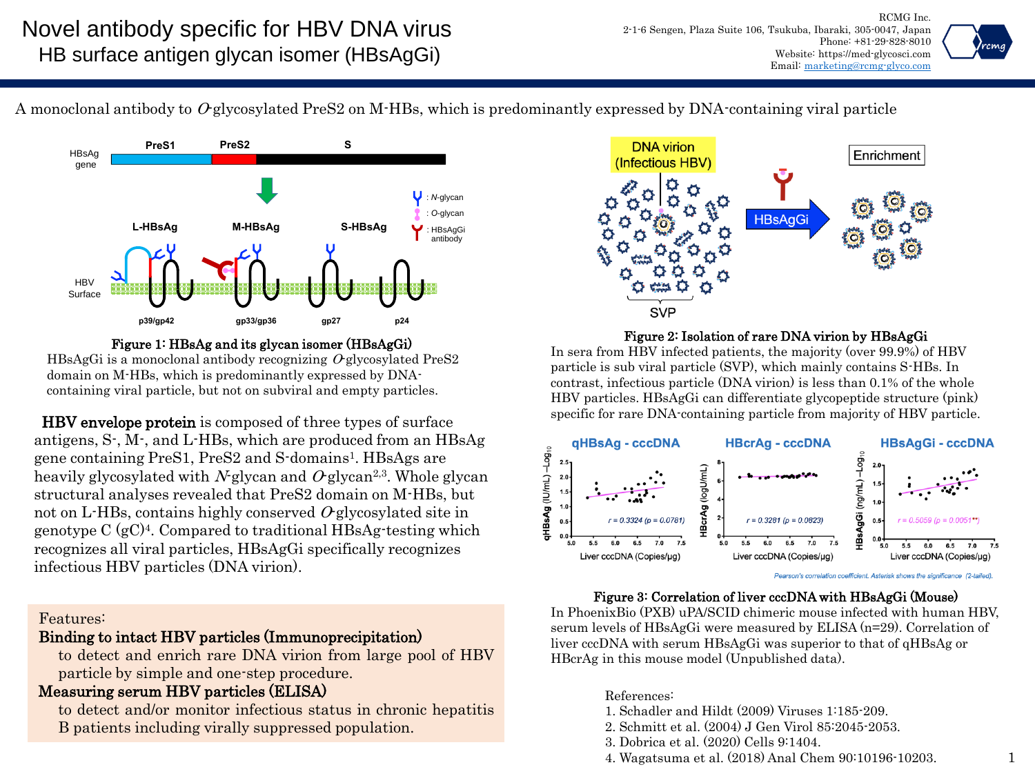# Novel antibody specific for HBV DNA virus
## HB surface antigen glycan isomer (HBsAgGi)

RCMG Inc.
2-1-6 Sengen, Plaza Suite 106, Tsukuba, Ibaraki, 305-0047, Japan
Phone: +81-29-828-8010
Website: https://med-glycosci.com
Email: marketing@rcmg-glyco.com

A monoclonal antibody to *O*-glycosylated PreS2 on M-HBs, which is predominantly expressed by DNA-containing viral particle

**Figure 1: HBsAg and its glycan isomer (HBsAgGi)**
HBsAgGi is a monoclonal antibody recognizing *O*-glycosylated PreS2 domain on M-HBs, which is predominantly expressed by DNA-containing viral particle, but not on subviral and empty particles.

**HBV envelope protein** is composed of three types of surface antigens, S-, M-, and L-HBs, which are produced from an HBsAg gene containing PreS1, PreS2 and S-domains[1]. HBsAgs are heavily glycosylated with *N*-glycan and *O*-glycan[2,3]. Whole glycan structural analyses revealed that PreS2 domain on M-HBs, but not on L-HBs, contains highly conserved *O*-glycosylated site in genotype C (gC)[4]. Compared to traditional HBsAg-testing which recognizes all viral particles, HBsAgGi specifically recognizes infectious HBV particles (DNA virion).

Features:

**Binding to intact HBV particles (Immunoprecipitation)**
to detect and enrich rare DNA virion from large pool of HBV particle by simple and one-step procedure.

**Measuring serum HBV particles (ELISA)**
to detect and/or monitor infectious status in chronic hepatitis B patients including virally suppressed population.

**Figure 2: Isolation of rare DNA virion by HBsAgGi**
In sera from HBV infected patients, the majority (over 99.9%) of HBV particle is sub viral particle (SVP), which mainly contains S-HBs. In contrast, infectious particle (DNA virion) is less than 0.1% of the whole HBV particles. HBsAgGi can differentiate glycopeptide structure (pink) specific for rare DNA-containing particle from majority of HBV particle.

Pearson's correlation coefficient. Asterisk shows the significance (2-tailed).

**Figure 3: Correlation of liver cccDNA with HBsAgGi (Mouse)**
In PhoenixBio (PXB) uPA/SCID chimeric mouse infected with human HBV, serum levels of HBsAgGi were measured by ELISA (n=29). Correlation of liver cccDNA with serum HBsAgGi was superior to that of qHBsAg or HBcrAg in this mouse model (Unpublished data).

References:

1. Schadler and Hildt (2009) Viruses 1:185-209.
2. Schmitt et al. (2004) J Gen Virol 85:2045-2053.
3. Dobrica et al. (2020) Cells 9:1404.
4. Wagatsuma et al. (2018) Anal Chem 90:10196-10203.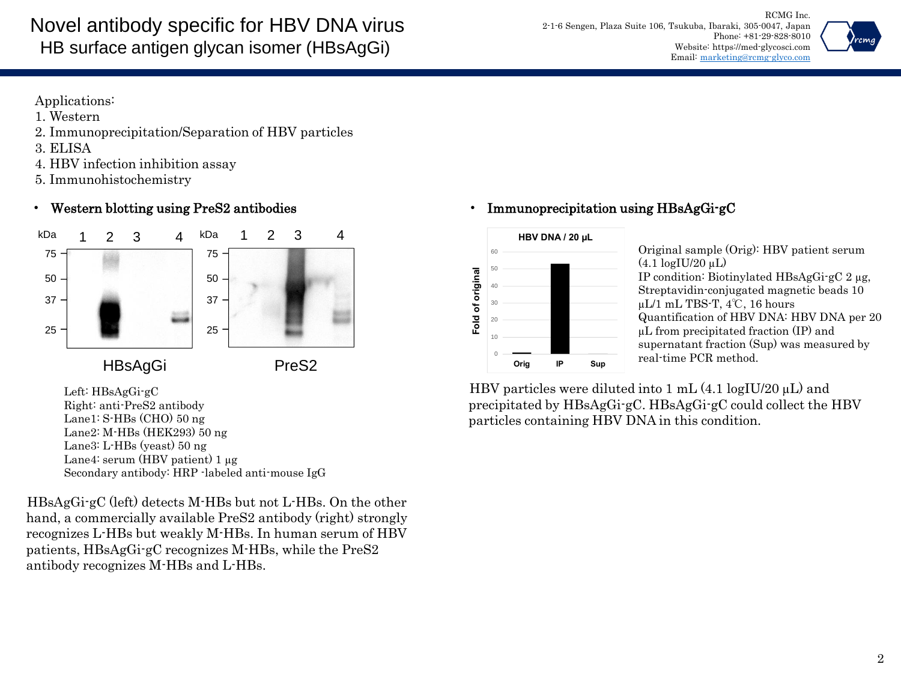# Novel antibody specific for HBV DNA virus

## HB surface antigen glycan isomer (HBsAgGi)

RCMG Inc.
2-1-6 Sengen, Plaza Suite 106, Tsukuba, Ibaraki, 305-0047, Japan
Phone: +81-29-828-8010
Website: https://med-glycosci.com
Email: marketing@rcmg-glyco.com

Applications:
1. Western
2. Immunoprecipitation/Separation of HBV particles
3. ELISA
4. HBV infection inhibition assay
5. Immunohistochemistry

### • Western blotting using PreS2 antibodies

Left: HBsAgGi-gC
Right: anti-PreS2 antibody
Lane1: S-HBs (CHO) 50 ng
Lane2: M-HBs (HEK293) 50 ng
Lane3: L-HBs (yeast) 50 ng
Lane4: serum (HBV patient) 1 μg
Secondary antibody: HRP -labeled anti-mouse IgG

HBsAgGi-gC (left) detects M-HBs but not L-HBs. On the other hand, a commercially available PreS2 antibody (right) strongly recognizes L-HBs but weakly M-HBs. In human serum of HBV patients, HBsAgGi-gC recognizes M-HBs, while the PreS2 antibody recognizes M-HBs and L-HBs.

### • Immunoprecipitation using HBsAgGi-gC

Original sample (Orig): HBV patient serum (4.1 logIU/20 μL)
IP condition: Biotinylated HBsAgGi-gC 2 μg, Streptavidin-conjugated magnetic beads 10 μL/1 mL TBS-T, 4℃, 16 hours
Quantification of HBV DNA: HBV DNA per 20 μL from precipitated fraction (IP) and supernatant fraction (Sup) was measured by real-time PCR method.

HBV particles were diluted into 1 mL (4.1 logIU/20 μL) and precipitated by HBsAgGi-gC. HBsAgGi-gC could collect the HBV particles containing HBV DNA in this condition.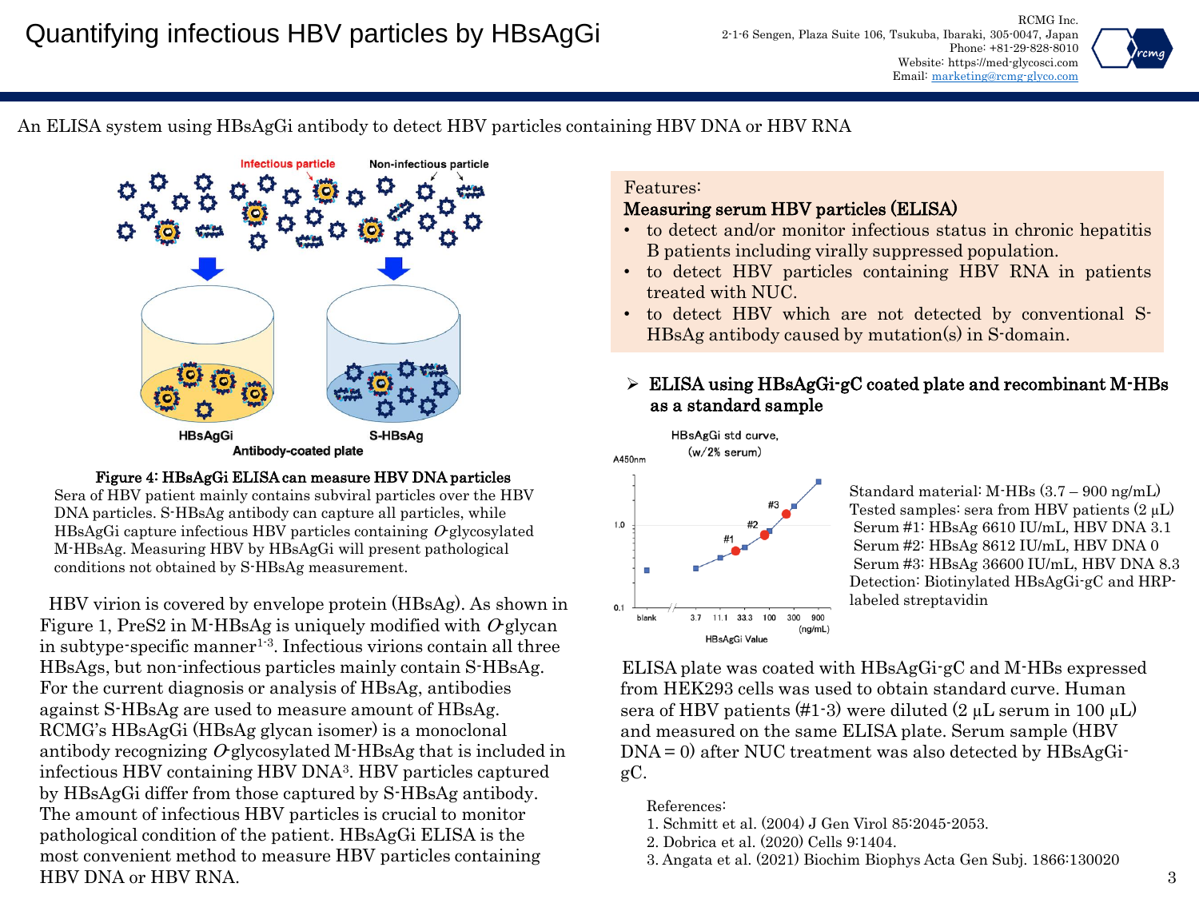# Quantifying infectious HBV particles by HBsAgGi

RCMG Inc.
2-1-6 Sengen, Plaza Suite 106, Tsukuba, Ibaraki, 305-0047, Japan
Phone: +81-29-828-8010
Website: https://med-glycosci.com
Email: marketing@rcmg-glyco.com

An ELISA system using HBsAgGi antibody to detect HBV particles containing HBV DNA or HBV RNA

Infectious particle
Non-infectious particle
HBsAgGi
S-HBsAg
Antibody-coated plate

**Figure 4: HBsAgGi ELISA can measure HBV DNA particles**
Sera of HBV patient mainly contains subviral particles over the HBV DNA particles. S-HBsAg antibody can capture all particles, while HBsAgGi capture infectious HBV particles containing *O*-glycosylated M-HBsAg. Measuring HBV by HBsAgGi will present pathological conditions not obtained by S-HBsAg measurement.

HBV virion is covered by envelope protein (HBsAg). As shown in Figure 1, PreS2 in M-HBsAg is uniquely modified with *O*-glycan in subtype-specific manner[1-3]. Infectious virions contain all three HBsAgs, but non-infectious particles mainly contain S-HBsAg. For the current diagnosis or analysis of HBsAg, antibodies against S-HBsAg are used to measure amount of HBsAg. RCMG's HBsAgGi (HBsAg glycan isomer) is a monoclonal antibody recognizing *O*-glycosylated M-HBsAg that is included in infectious HBV containing HBV DNA[3]. HBV particles captured by HBsAgGi differ from those captured by S-HBsAg antibody. The amount of infectious HBV particles is crucial to monitor pathological condition of the patient. HBsAgGi ELISA is the most convenient method to measure HBV particles containing HBV DNA or HBV RNA.

Features:
**Measuring serum HBV particles (ELISA)**

- to detect and/or monitor infectious status in chronic hepatitis B patients including virally suppressed population.
- to detect HBV particles containing HBV RNA in patients treated with NUC.
- to detect HBV which are not detected by conventional S-HBsAg antibody caused by mutation(s) in S-domain.

➢ **ELISA using HBsAgGi-gC coated plate and recombinant M-HBs as a standard sample**

HBsAgGi std curve,
(w/2% serum)
A450nm
1.0
0.1
#1
#2
#3
blank 3.7 11.1 33.3 100 300 900
(ng/mL)
HBsAgGi Value

Standard material: M-HBs (3.7 – 900 ng/mL)
Tested samples: sera from HBV patients (2 µL)
Serum #1: HBsAg 6610 IU/mL, HBV DNA 3.1
Serum #2: HBsAg 8612 IU/mL, HBV DNA 0
Serum #3: HBsAg 36600 IU/mL, HBV DNA 8.3
Detection: Biotinylated HBsAgGi-gC and HRP-labeled streptavidin

ELISA plate was coated with HBsAgGi-gC and M-HBs expressed from HEK293 cells was used to obtain standard curve. Human sera of HBV patients (#1-3) were diluted (2 µL serum in 100 µL) and measured on the same ELISA plate. Serum sample (HBV DNA = 0) after NUC treatment was also detected by HBsAgGi-gC.

References:
1. Schmitt et al. (2004) J Gen Virol 85:2045-2053.
2. Dobrica et al. (2020) Cells 9:1404.
3. Angata et al. (2021) Biochim Biophys Acta Gen Subj. 1866:130020